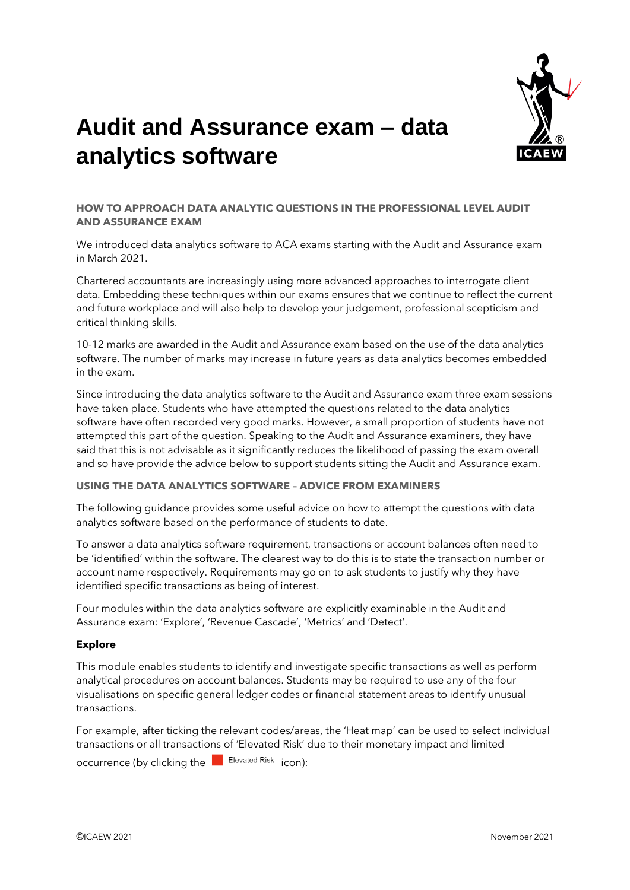# Audit and Assurance exam – data analytics software

## HOW TO APPROACH DATA ANALYTIC QUESTIONS IN THE PROFESSIONAL LEVEL AUDIT AND ASSURANCE EXAM

We introduced data analytics software to ACA exams starting with the Audit and Assurance exam in March 2021.

Chartered accountants are increasingly using more advanced approaches to interrogate client data. Embedding these techniques within our exams ensures that we continue to reflect the current and future workplace and will also help to develop your judgement, professional scepticism and critical thinking skills.

10-12 marks are awarded in the Audit and Assurance exam based on the use of the data analytics software. The number of marks may increase in future years as data analytics becomes embedded in the exam.

Since introducing the data analytics software to the Audit and Assurance exam three exam sessions have taken place. Students who have attempted the questions related to the data analytics software have often recorded very good marks. However, a small proportion of students have not attempted this part of the question. Speaking to the Audit and Assurance examiners, they have said that this is not advisable as it significantly reduces the likelihood of passing the exam overall and so have provide the advice below to support students sitting the Audit and Assurance exam.

## USING THE DATA ANALYTICS SOFTWARE – ADVICE FROM EXAMINERS

The following guidance provides some useful advice on how to attempt the questions with data analytics software based on the performance of students to date.

To answer a data analytics software requirement, transactions or account balances often need to be 'identified' within the software. The clearest way to do this is to state the transaction number or account name respectively. Requirements may go on to ask students to justify why they have identified specific transactions as being of interest.

Four modules within the data analytics software are explicitly examinable in the Audit and Assurance exam: 'Explore', 'Revenue Cascade', 'Metrics' and 'Detect'.

### Explore

This module enables students to identify and investigate specific transactions as well as perform analytical procedures on account balances. Students may be required to use any of the four visualisations on specific general ledger codes or financial statement areas to identify unusual transactions.

For example, after ticking the relevant codes/areas, the 'Heat map' can be used to select individual transactions or all transactions of 'Elevated Risk' due to their monetary impact and limited occurrence (by clicking the Elevated Risk icon):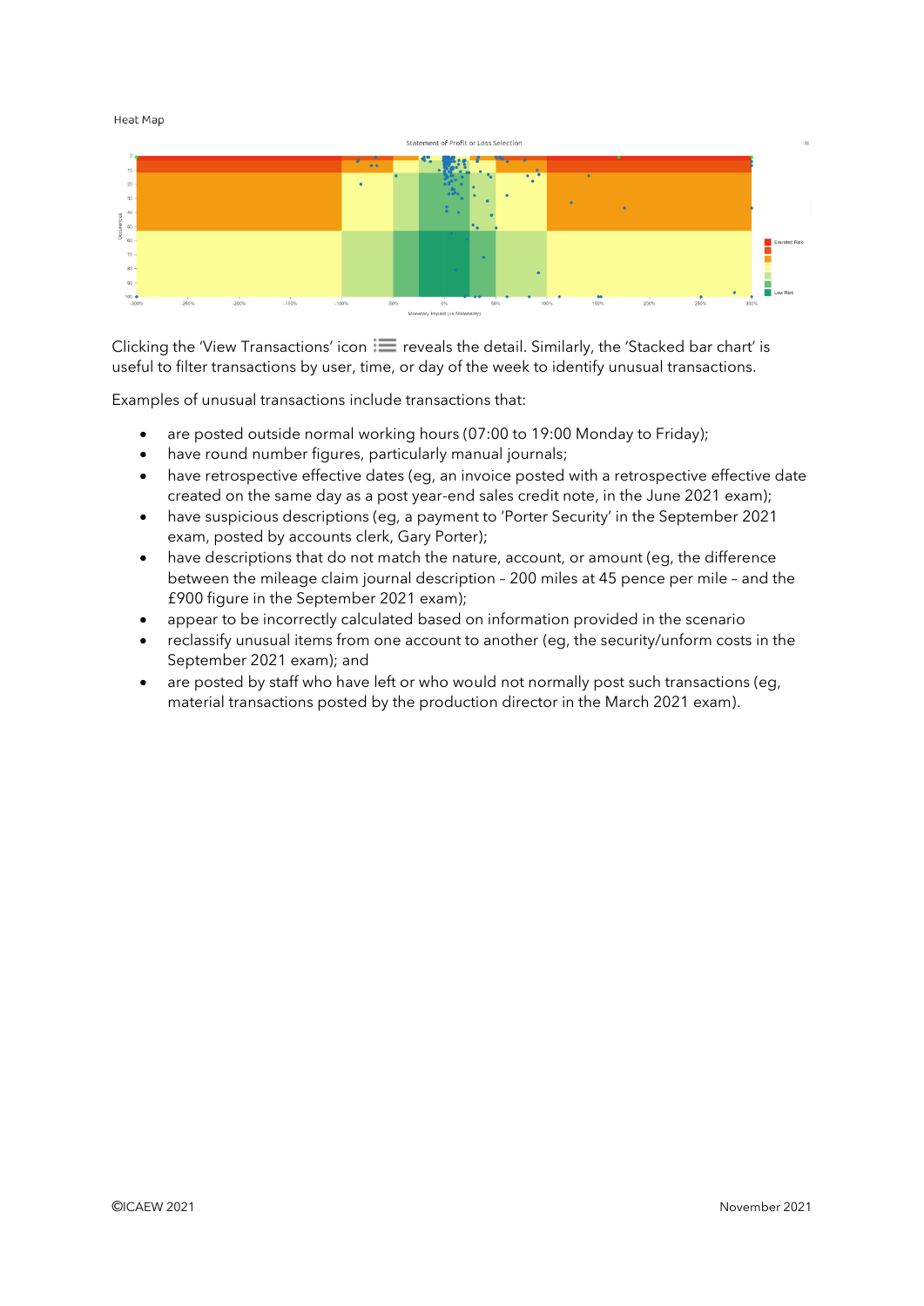Heat Map

Clicking the 'View Transactions' icon reveals the detail. Similarly, the 'Stacked bar chart' is useful to filter transactions by user, time, or day of the week to identify unusual transactions.

Examples of unusual transactions include transactions that:

- are posted outside normal working hours (07:00 to 19:00 Monday to Friday);
- have round number figures, particularly manual journals;
- have retrospective effective dates (eg, an invoice posted with a retrospective effective date created on the same day as a post year-end sales credit note, in the June 2021 exam);
- have suspicious descriptions (eg, a payment to 'Porter Security' in the September 2021 exam, posted by accounts clerk, Gary Porter);
- have descriptions that do not match the nature, account, or amount (eg, the difference between the mileage claim journal description – 200 miles at 45 pence per mile – and the £900 figure in the September 2021 exam);
- appear to be incorrectly calculated based on information provided in the scenario
- reclassify unusual items from one account to another (eg, the security/unform costs in the September 2021 exam); and
- are posted by staff who have left or who would not normally post such transactions (eg, material transactions posted by the production director in the March 2021 exam).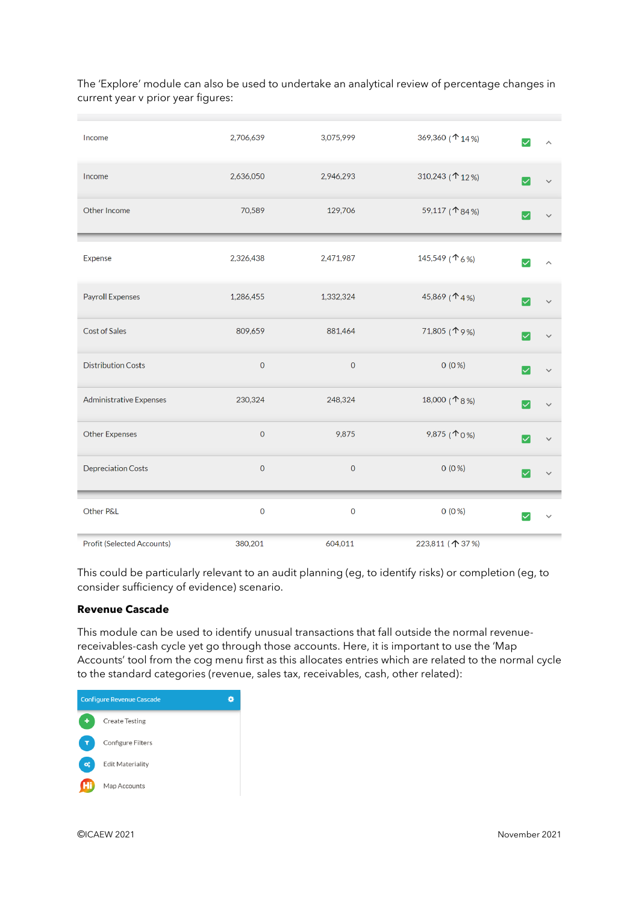The 'Explore' module can also be used to undertake an analytical review of percentage changes in current year v prior year figures:

| | | | |
|---|---|---|---|
| Income | 2,706,639 | 3,075,999 | 369,360 (↑14 %) |
| Income | 2,636,050 | 2,946,293 | 310,243 (↑12 %) |
| Other Income | 70,589 | 129,706 | 59,117 (↑84 %) |
| Expense | 2,326,438 | 2,471,987 | 145,549 (↑6 %) |
| Payroll Expenses | 1,286,455 | 1,332,324 | 45,869 (↑4 %) |
| Cost of Sales | 809,659 | 881,464 | 71,805 (↑9 %) |
| Distribution Costs | 0 | 0 | 0 (0 %) |
| Administrative Expenses | 230,324 | 248,324 | 18,000 (↑8 %) |
| Other Expenses | 0 | 9,875 | 9,875 (↑0 %) |
| Depreciation Costs | 0 | 0 | 0 (0 %) |
| Other P&L | 0 | 0 | 0 (0 %) |
| Profit (Selected Accounts) | 380,201 | 604,011 | 223,811 (↑37 %) |

This could be particularly relevant to an audit planning (eg, to identify risks) or completion (eg, to consider sufficiency of evidence) scenario.

**Revenue Cascade**

This module can be used to identify unusual transactions that fall outside the normal revenue-receivables-cash cycle yet go through those accounts. Here, it is important to use the 'Map Accounts' tool from the cog menu first as this allocates entries which are related to the normal cycle to the standard categories (revenue, sales tax, receivables, cash, other related):

Configure Revenue Cascade

- Create Testing
- Configure Filters
- Edit Materiality
- Map Accounts

©ICAEW 2021 November 2021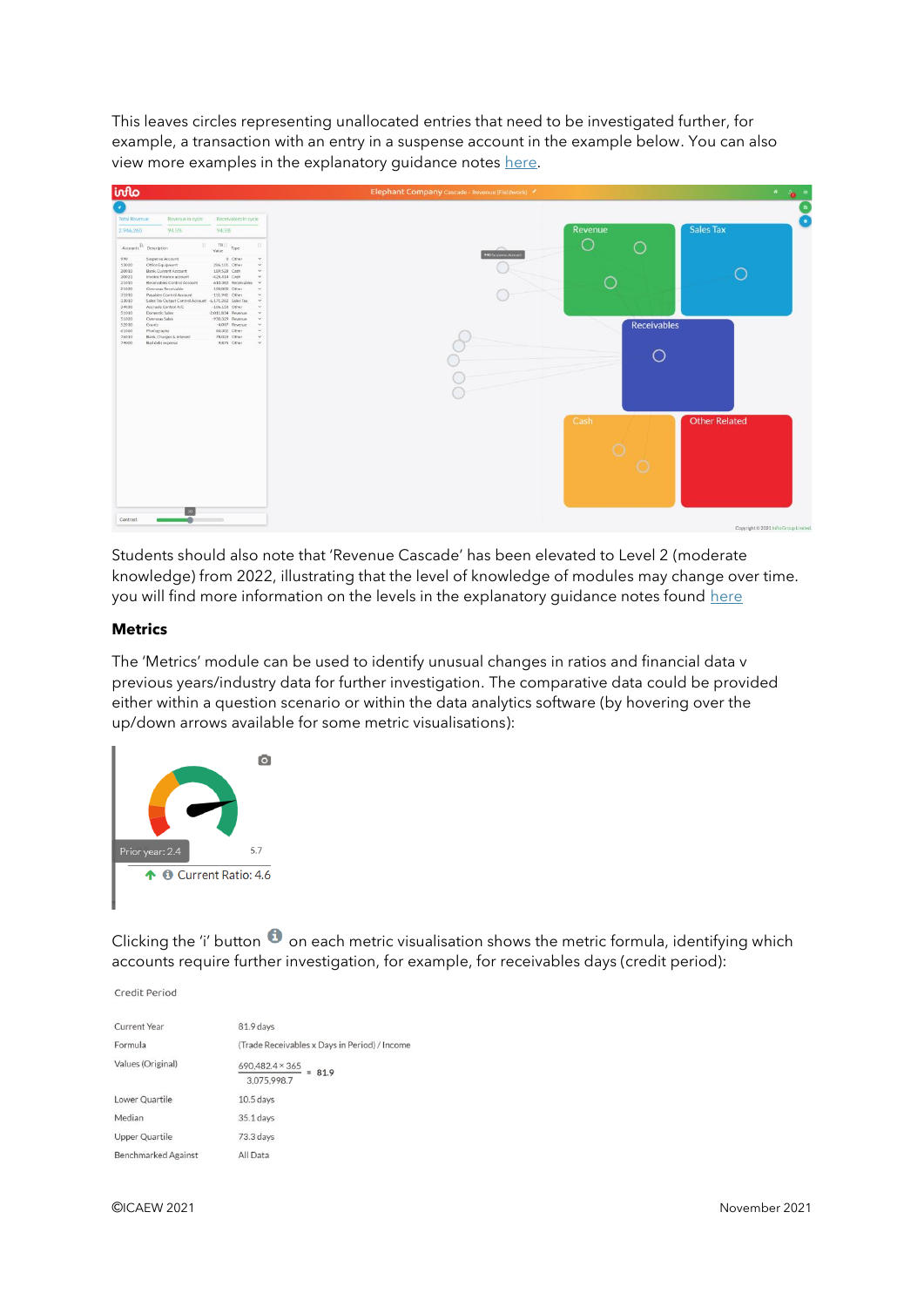This leaves circles representing unallocated entries that need to be investigated further, for example, a transaction with an entry in a suspense account in the example below. You can also view more examples in the explanatory guidance notes here.

Students should also note that 'Revenue Cascade' has been elevated to Level 2 (moderate knowledge) from 2022, illustrating that the level of knowledge of modules may change over time. you will find more information on the levels in the explanatory guidance notes found here

### Metrics

The 'Metrics' module can be used to identify unusual changes in ratios and financial data v previous years/industry data for further investigation. The comparative data could be provided either within a question scenario or within the data analytics software (by hovering over the up/down arrows available for some metric visualisations):

Clicking the 'i' button on each metric visualisation shows the metric formula, identifying which accounts require further investigation, for example, for receivables days (credit period):

Credit Period

| | |
|---|---|
| Current Year | 81.9 days |
| Formula | (Trade Receivables x Days in Period) / Income |
| Values (Original) | $\frac{690{,}482.4 \times 365}{3{,}075{,}998.7} = 81.9$ |
| Lower Quartile | 10.5 days |
| Median | 35.1 days |
| Upper Quartile | 73.3 days |
| Benchmarked Against | All Data |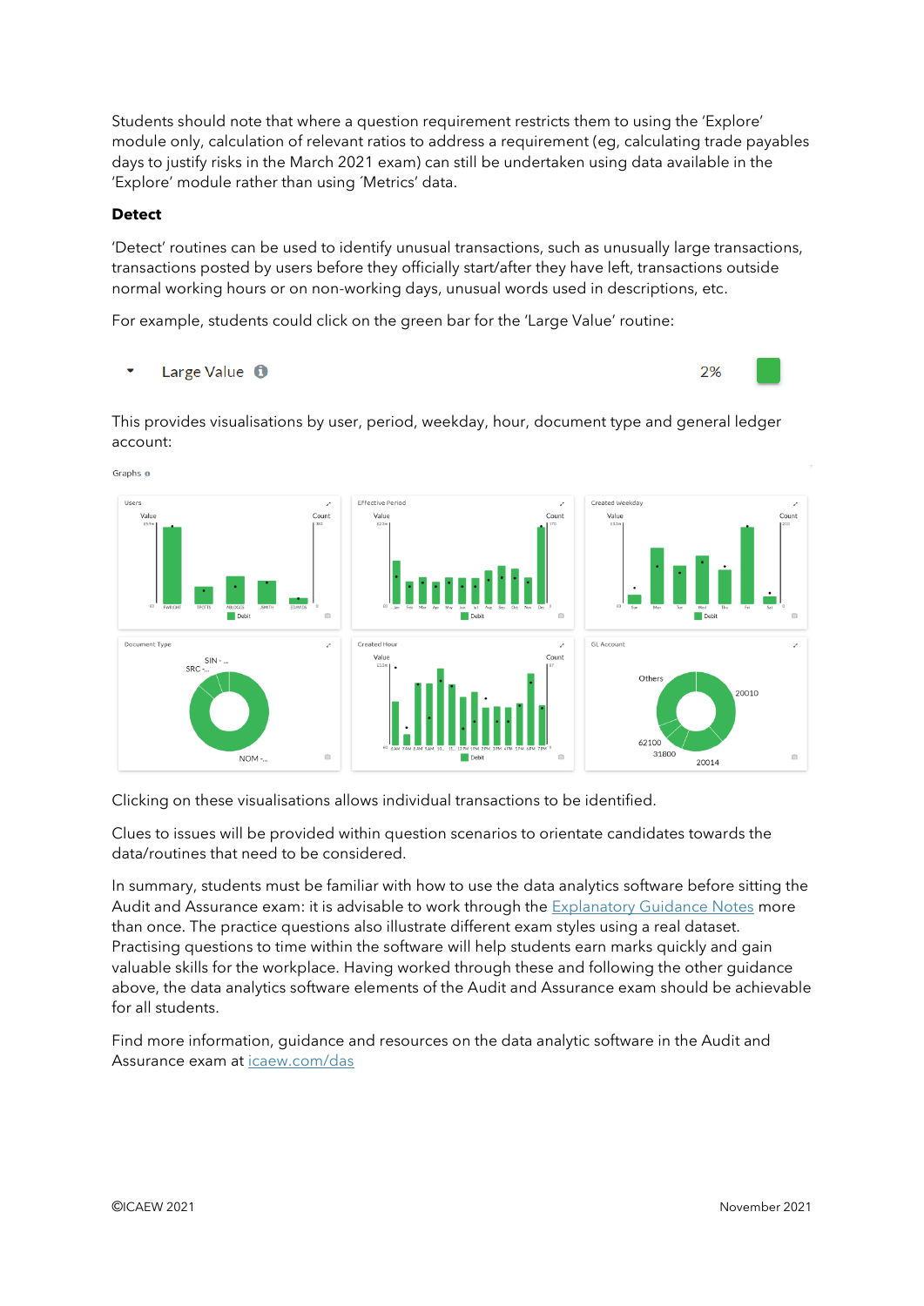Students should note that where a question requirement restricts them to using the 'Explore' module only, calculation of relevant ratios to address a requirement (eg, calculating trade payables days to justify risks in the March 2021 exam) can still be undertaken using data available in the 'Explore' module rather than using 'Metrics' data.

**Detect**

'Detect' routines can be used to identify unusual transactions, such as unusually large transactions, transactions posted by users before they officially start/after they have left, transactions outside normal working hours or on non-working days, unusual words used in descriptions, etc.

For example, students could click on the green bar for the 'Large Value' routine:

Large Value 2%

This provides visualisations by user, period, weekday, hour, document type and general ledger account:

Graphs

Users

Value

Count

Debit

Effective Period

Value

Count

Debit

Created Weekday

Value

Count

Debit

Document Type

SIN - ...

SRC -...

NOM -...

Created Hour

Value

Count

Debit

GL Account

Others

20010

62100

31800

20014

Clicking on these visualisations allows individual transactions to be identified.

Clues to issues will be provided within question scenarios to orientate candidates towards the data/routines that need to be considered.

In summary, students must be familiar with how to use the data analytics software before sitting the Audit and Assurance exam: it is advisable to work through the Explanatory Guidance Notes more than once. The practice questions also illustrate different exam styles using a real dataset. Practising questions to time within the software will help students earn marks quickly and gain valuable skills for the workplace. Having worked through these and following the other guidance above, the data analytics software elements of the Audit and Assurance exam should be achievable for all students.

Find more information, guidance and resources on the data analytic software in the Audit and Assurance exam at icaew.com/das

©ICAEW 2021 November 2021